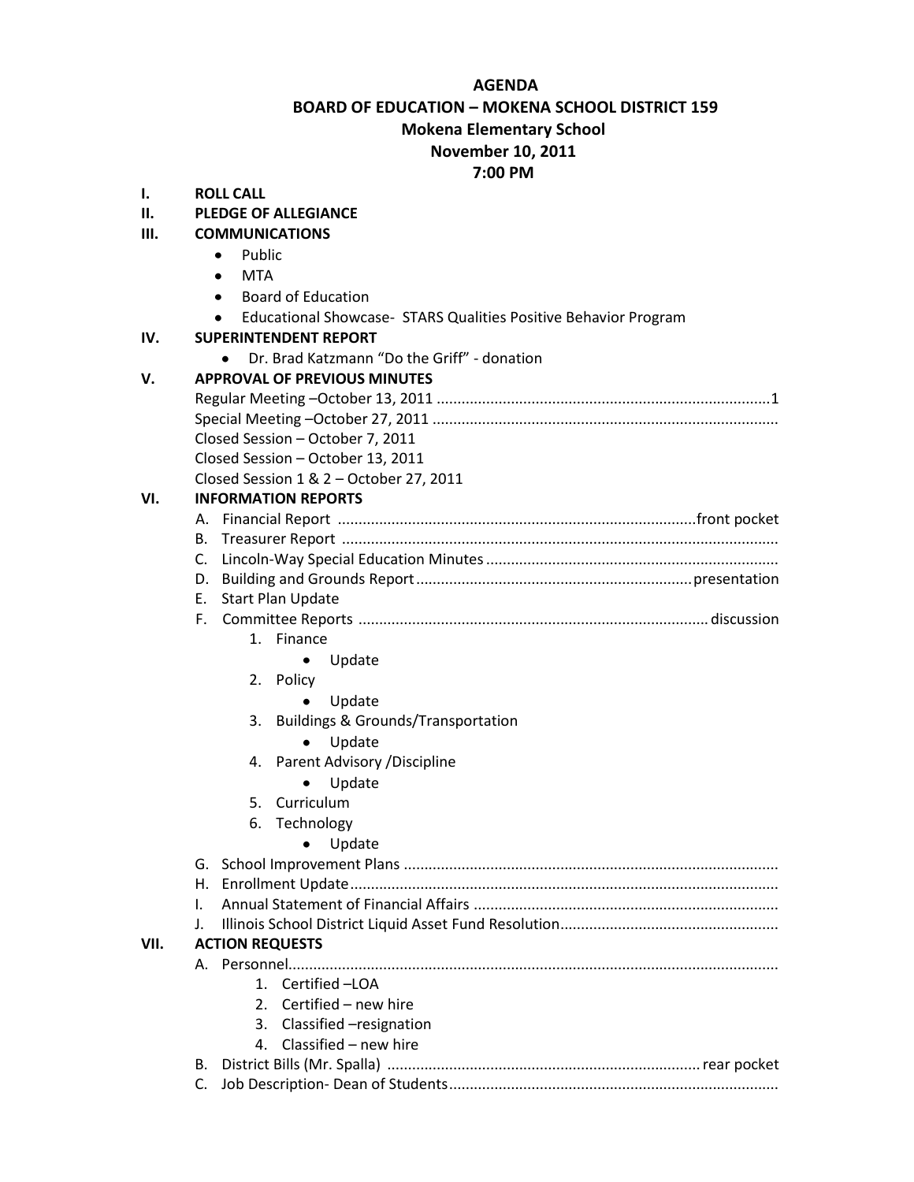**AGENDA**
**BOARD OF EDUCATION – MOKENA SCHOOL DISTRICT 159**
**Mokena Elementary School**
**November 10, 2011**
**7:00 PM**

**I. ROLL CALL**

**II. PLEDGE OF ALLEGIANCE**

**III. COMMUNICATIONS**

- Public
- MTA
- Board of Education
- Educational Showcase- STARS Qualities Positive Behavior Program

**IV. SUPERINTENDENT REPORT**

- Dr. Brad Katzmann "Do the Griff" - donation

**V. APPROVAL OF PREVIOUS MINUTES**

Regular Meeting –October 13, 2011 ....................................................................................1
Special Meeting –October 27, 2011 ......................................................................................
Closed Session – October 7, 2011
Closed Session – October 13, 2011
Closed Session 1 & 2 – October 27, 2011

**VI. INFORMATION REPORTS**

A. Financial Report ..........................................................................................front pocket
B. Treasurer Report ...........................................................................................................
C. Lincoln-Way Special Education Minutes .......................................................................
D. Building and Grounds Report ..................................................................presentation
E. Start Plan Update
F. Committee Reports .................................................................................... discussion
   1. Finance
      - Update
   2. Policy
      - Update
   3. Buildings & Grounds/Transportation
      - Update
   4. Parent Advisory /Discipline
      - Update
   5. Curriculum
   6. Technology
      - Update
G. School Improvement Plans ............................................................................................
H. Enrollment Update.........................................................................................................
I. Annual Statement of Financial Affairs ............................................................................
J. Illinois School District Liquid Asset Fund Resolution......................................................

**VII. ACTION REQUESTS**

A. Personnel.......................................................................................................................
   1. Certified –LOA
   2. Certified – new hire
   3. Classified –resignation
   4. Classified – new hire
B. District Bills (Mr. Spalla) ............................................................................ rear pocket
C. Job Description- Dean of Students.................................................................................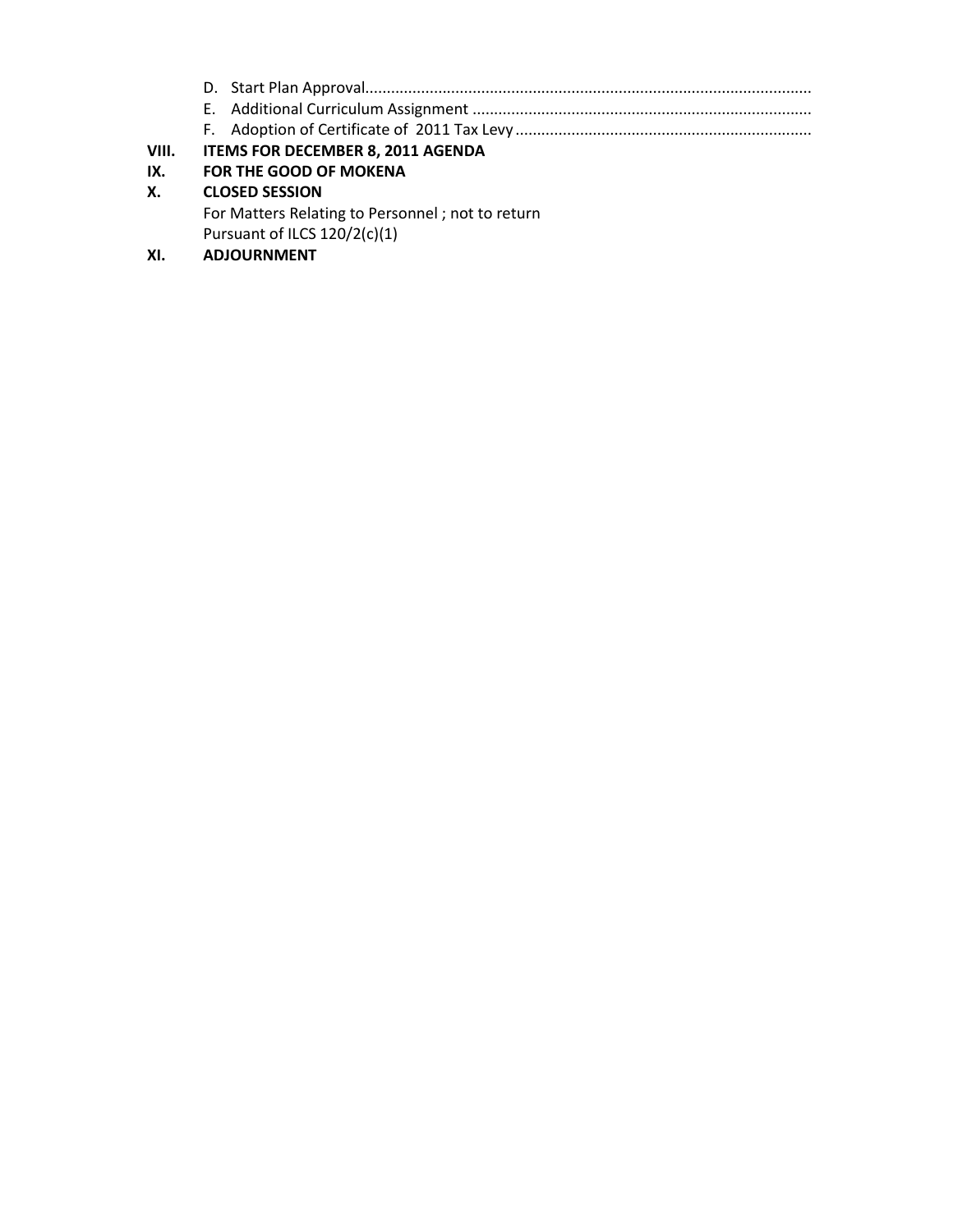D. Start Plan Approval.......................................................................................................

E. Additional Curriculum Assignment ..............................................................................

F. Adoption of Certificate of 2011 Tax Levy ....................................................................

**VIII. ITEMS FOR DECEMBER 8, 2011 AGENDA**

**IX. FOR THE GOOD OF MOKENA**

**X. CLOSED SESSION**

For Matters Relating to Personnel ; not to return
Pursuant of ILCS 120/2(c)(1)

**XI. ADJOURNMENT**